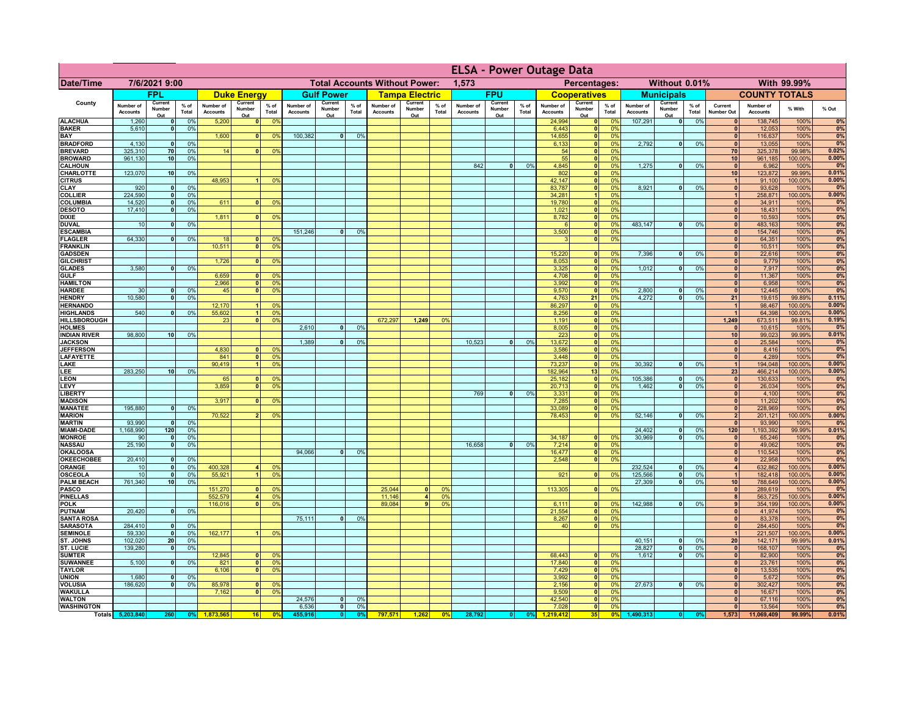# ELSA - Power Outage Data

| Date/Time | 7/6/2021 9:00 | | | | | | Total Accounts Without Power: | | | | 1,573 | | | | | Percentages: | | | Without 0.01% | | | With 99.99% | | | |
|---|---|---|---|---|---|---|---|---|---|---|---|---|---|---|---|---|---|---|---|---|---|---|---|---|---|
| County | FPL | | | Duke Energy | | | Gulf Power | | | Tampa Electric | | | FPU | | | Cooperatives | | | Municipals | | | COUNTY TOTALS | | | |
| | Number of Accounts | Current Number Out | % of Total | Number of Accounts | Current Number Out | % of Total | Number of Accounts | Current Number Out | % of Total | Number of Accounts | Current Number Out | % of Total | Number of Accounts | Current Number Out | % of Total | Number of Accounts | Current Number Out | % of Total | Number of Accounts | Current Number Out | % of Total | Current Number Out | Number of Accounts | % With | % Out |
| ALACHUA | 1,260 | 0 | 0% | 5,200 | 0 | 0% | | | | | | | | | | 24,994 | 0 | 0% | 107,291 | 0 | 0% | 0 | 138,745 | 100% | 0% |
| BAKER | 5,610 | 0 | 0% | | | | | | | | | | | | | 6,443 | 0 | 0% | | | | 0 | 12,053 | 100% | 0% |
| BAY | | | | 1,600 | 0 | 0% | 100,382 | 0 | 0% | | | | | | | 14,655 | 0 | 0% | | | | 0 | 116,637 | 100% | 0% |
| BRADFORD | 4,130 | 0 | 0% | | | | | | | | | | | | | 6,133 | 0 | 0% | 2,792 | 0 | 0% | 0 | 13,055 | 100% | 0% |
| BREVARD | 325,310 | 70 | 0% | 14 | 0 | 0% | | | | | | | | | | 54 | 0 | 0% | | | | 70 | 325,378 | 99.98% | 0.02% |
| BROWARD | 961,130 | 10 | 0% | | | | | | | | | | | | | 55 | 0 | 0% | | | | 10 | 961,185 | 100.00% | 0.00% |
| CALHOUN | | | | | | | | | | | | | 842 | 0 | 0% | 4,845 | 0 | 0% | 1,275 | 0 | 0% | 0 | 6,962 | 100% | 0% |
| CHARLOTTE | 123,070 | 10 | 0% | | | | | | | | | | | | | 802 | 0 | 0% | | | | 10 | 123,872 | 99.99% | 0.01% |
| CITRUS | | | | 48,953 | 1 | 0% | | | | | | | | | | 42,147 | 0 | 0% | | | | 1 | 91,100 | 100.00% | 0.00% |
| CLAY | 920 | 0 | 0% | | | | | | | | | | | | | 83,787 | 0 | 0% | 8,921 | 0 | 0% | 0 | 93,628 | 100% | 0% |
| COLLIER | 224,590 | 0 | 0% | | | | | | | | | | | | | 34,281 | 1 | 0% | | | | 1 | 258,871 | 100.00% | 0.00% |
| COLUMBIA | 14,520 | 0 | 0% | 611 | 0 | 0% | | | | | | | | | | 19,780 | 0 | 0% | | | | 0 | 34,911 | 100% | 0% |
| DESOTO | 17,410 | 0 | 0% | | | | | | | | | | | | | 1,021 | 0 | 0% | | | | 0 | 18,431 | 100% | 0% |
| DIXIE | | | | 1,811 | 0 | 0% | | | | | | | | | | 8,782 | 0 | 0% | | | | 0 | 10,593 | 100% | 0% |
| DUVAL | 10 | 0 | 0% | | | | | | | | | | | | | 6 | 0 | 0% | 483,147 | 0 | 0% | 0 | 483,163 | 100% | 0% |
| ESCAMBIA | | | | | | | 151,246 | 0 | 0% | | | | | | | 3,500 | 0 | 0% | | | | 0 | 154,746 | 100% | 0% |
| FLAGLER | 64,330 | 0 | 0% | 18 | 0 | 0% | | | | | | | | | | 3 | 0 | 0% | | | | 0 | 64,351 | 100% | 0% |
| FRANKLIN | | | | 10,511 | 0 | 0% | | | | | | | | | | | | | | | | 0 | 10,511 | 100% | 0% |
| GADSDEN | | | | | | | | | | | | | | | | 15,220 | 0 | 0% | 7,396 | 0 | 0% | 0 | 22,616 | 100% | 0% |
| GILCHRIST | | | | 1,726 | 0 | 0% | | | | | | | | | | 8,053 | 0 | 0% | | | | 0 | 9,779 | 100% | 0% |
| GLADES | 3,580 | 0 | 0% | | | | | | | | | | | | | 3,325 | 0 | 0% | 1,012 | 0 | 0% | 0 | 7,917 | 100% | 0% |
| GULF | | | | 6,659 | 0 | 0% | | | | | | | | | | 4,708 | 0 | 0% | | | | 0 | 11,367 | 100% | 0% |
| HAMILTON | | | | 2,966 | 0 | 0% | | | | | | | | | | 3,992 | 0 | 0% | | | | 0 | 6,958 | 100% | 0% |
| HARDEE | 30 | 0 | 0% | 45 | 0 | 0% | | | | | | | | | | 9,570 | 0 | 0% | 2,800 | 0 | 0% | 0 | 12,445 | 100% | 0% |
| HENDRY | 10,580 | 0 | 0% | | | | | | | | | | | | | 4,763 | 21 | 0% | 4,272 | 0 | 0% | 21 | 19,615 | 99.89% | 0.11% |
| HERNANDO | | | | 12,170 | 1 | 0% | | | | | | | | | | 86,297 | 0 | 0% | | | | 1 | 98,467 | 100.00% | 0.00% |
| HIGHLANDS | 540 | 0 | 0% | 55,602 | 1 | 0% | | | | | | | | | | 8,256 | 0 | 0% | | | | 1 | 64,398 | 100.00% | 0.00% |
| HILLSBOROUGH | | | | 23 | 0 | 0% | | | | 672,297 | 1,249 | 0% | | | | 1,191 | 0 | 0% | | | | 1,249 | 673,511 | 99.81% | 0.19% |
| HOLMES | | | | | | | 2,610 | 0 | 0% | | | | | | | 8,005 | 0 | 0% | | | | 0 | 10,615 | 100% | 0% |
| INDIAN RIVER | 98,800 | 10 | 0% | | | | | | | | | | | | | 223 | 0 | 0% | | | | 10 | 99,023 | 99.99% | 0.01% |
| JACKSON | | | | | | | 1,389 | 0 | 0% | | | | 10,523 | 0 | 0% | 13,672 | 0 | 0% | | | | 0 | 25,584 | 100% | 0% |
| JEFFERSON | | | | 4,830 | 0 | 0% | | | | | | | | | | 3,586 | 0 | 0% | | | | 0 | 8,416 | 100% | 0% |
| LAFAYETTE | | | | 841 | 0 | 0% | | | | | | | | | | 3,448 | 0 | 0% | | | | 0 | 4,289 | 100% | 0% |
| LAKE | | | | 90,419 | 1 | 0% | | | | | | | | | | 73,237 | 0 | 0% | 30,392 | 0 | 0% | 1 | 194,048 | 100.00% | 0.00% |
| LEE | 283,250 | 10 | 0% | | | | | | | | | | | | | 182,964 | 13 | 0% | | | | 23 | 466,214 | 100.00% | 0.00% |
| LEON | | | | 65 | 0 | 0% | | | | | | | | | | 25,182 | 0 | 0% | 105,386 | 0 | 0% | 0 | 130,633 | 100% | 0% |
| LEVY | | | | 3,859 | 0 | 0% | | | | | | | | | | 20,713 | 0 | 0% | 1,462 | 0 | 0% | 0 | 26,034 | 100% | 0% |
| LIBERTY | | | | | | | | | | | | | 769 | 0 | 0% | 3,331 | 0 | 0% | | | | 0 | 4,100 | 100% | 0% |
| MADISON | | | | 3,917 | 0 | 0% | | | | | | | | | | 7,285 | 0 | 0% | | | | 0 | 11,202 | 100% | 0% |
| MANATEE | 195,880 | 0 | 0% | | | | | | | | | | | | | 33,089 | 0 | 0% | | | | 0 | 228,969 | 100% | 0% |
| MARION | | | | 70,522 | 2 | 0% | | | | | | | | | | 78,453 | 0 | 0% | 52,146 | 0 | 0% | 2 | 201,121 | 100.00% | 0.00% |
| MARTIN | 93,990 | 0 | 0% | | | | | | | | | | | | | | | | | | | 0 | 93,990 | 100% | 0% |
| MIAMI-DADE | 1,168,990 | 120 | 0% | | | | | | | | | | | | | | | | 24,402 | 0 | 0% | 120 | 1,193,392 | 99.99% | 0.01% |
| MONROE | 90 | 0 | 0% | | | | | | | | | | | | | 34,187 | 0 | 0% | 30,969 | 0 | 0% | 0 | 65,246 | 100% | 0% |
| NASSAU | 25,190 | 0 | 0% | | | | | | | | | | 16,658 | 0 | 0% | 7,214 | 0 | 0% | | | | 0 | 49,062 | 100% | 0% |
| OKALOOSA | | | | | | | 94,066 | 0 | 0% | | | | | | | 16,477 | 0 | 0% | | | | 0 | 110,543 | 100% | 0% |
| OKEECHOBEE | 20,410 | 0 | 0% | | | | | | | | | | | | | 2,548 | 0 | 0% | | | | 0 | 22,958 | 100% | 0% |
| ORANGE | 10 | 0 | 0% | 400,328 | 4 | 0% | | | | | | | | | | | | | 232,524 | 0 | 0% | 4 | 632,862 | 100.00% | 0.00% |
| OSCEOLA | 10 | 0 | 0% | 55,921 | 1 | 0% | | | | | | | | | | 921 | 0 | 0% | 125,566 | 0 | 0% | 1 | 182,418 | 100.00% | 0.00% |
| PALM BEACH | 761,340 | 10 | 0% | | | | | | | | | | | | | | | | 27,309 | 0 | 0% | 10 | 788,649 | 100.00% | 0.00% |
| PASCO | | | | 151,270 | 0 | 0% | | | | 25,044 | 0 | 0% | | | | 113,305 | 0 | 0% | | | | 0 | 289,619 | 100% | 0% |
| PINELLAS | | | | 552,579 | 4 | 0% | | | | 11,146 | 4 | 0% | | | | | | | | | | 8 | 563,725 | 100.00% | 0.00% |
| POLK | | | | 116,016 | 0 | 0% | | | | 89,084 | 9 | 0% | | | | 6,111 | 0 | 0% | 142,988 | 0 | 0% | 9 | 354,199 | 100.00% | 0.00% |
| PUTNAM | 20,420 | 0 | 0% | | | | | | | | | | | | | 21,554 | 0 | 0% | | | | 0 | 41,974 | 100% | 0% |
| SANTA ROSA | | | | | | | 75,111 | 0 | 0% | | | | | | | 8,267 | 0 | 0% | | | | 0 | 83,378 | 100% | 0% |
| SARASOTA | 284,410 | 0 | 0% | | | | | | | | | | | | | 40 | 0 | 0% | | | | 0 | 284,450 | 100% | 0% |
| SEMINOLE | 59,330 | 0 | 0% | 162,177 | 1 | 0% | | | | | | | | | | | | | | | | 1 | 221,507 | 100.00% | 0.00% |
| ST. JOHNS | 102,020 | 20 | 0% | | | | | | | | | | | | | | | | 40,151 | 0 | 0% | 20 | 142,171 | 99.99% | 0.01% |
| ST. LUCIE | 139,280 | 0 | 0% | | | | | | | | | | | | | | | | 28,827 | 0 | 0% | 0 | 168,107 | 100% | 0% |
| SUMTER | | | | 12,845 | 0 | 0% | | | | | | | | | | 68,443 | 0 | 0% | 1,612 | 0 | 0% | 0 | 82,900 | 100% | 0% |
| SUWANNEE | 5,100 | 0 | 0% | 821 | 0 | 0% | | | | | | | | | | 17,840 | 0 | 0% | | | | 0 | 23,761 | 100% | 0% |
| TAYLOR | | | | 6,106 | 0 | 0% | | | | | | | | | | 7,429 | 0 | 0% | | | | 0 | 13,535 | 100% | 0% |
| UNION | 1,680 | 0 | 0% | | | | | | | | | | | | | 3,992 | 0 | 0% | | | | 0 | 5,672 | 100% | 0% |
| VOLUSIA | 186,620 | 0 | 0% | 85,978 | 0 | 0% | | | | | | | | | | 2,156 | 0 | 0% | 27,673 | 0 | 0% | 0 | 302,427 | 100% | 0% |
| WAKULLA | | | | 7,162 | 0 | 0% | | | | | | | | | | 9,509 | 0 | 0% | | | | 0 | 16,671 | 100% | 0% |
| WALTON | | | | | | | 24,576 | 0 | 0% | | | | | | | 42,540 | 0 | 0% | | | | 0 | 67,116 | 100% | 0% |
| WASHINGTON | | | | | | | 6,536 | 0 | 0% | | | | | | | 7,028 | 0 | 0% | | | | 0 | 13,564 | 100% | 0% |
| Totals | 5,203,840 | 260 | 0% | 1,873,565 | 16 | 0% | 455,916 | 0 | 0% | 797,571 | 1,262 | 0% | 28,792 | 0 | 0% | 1,219,412 | 35 | 0% | 1,490,313 | 0 | 0% | 1,573 | 11,069,409 | 99.99% | 0.01% |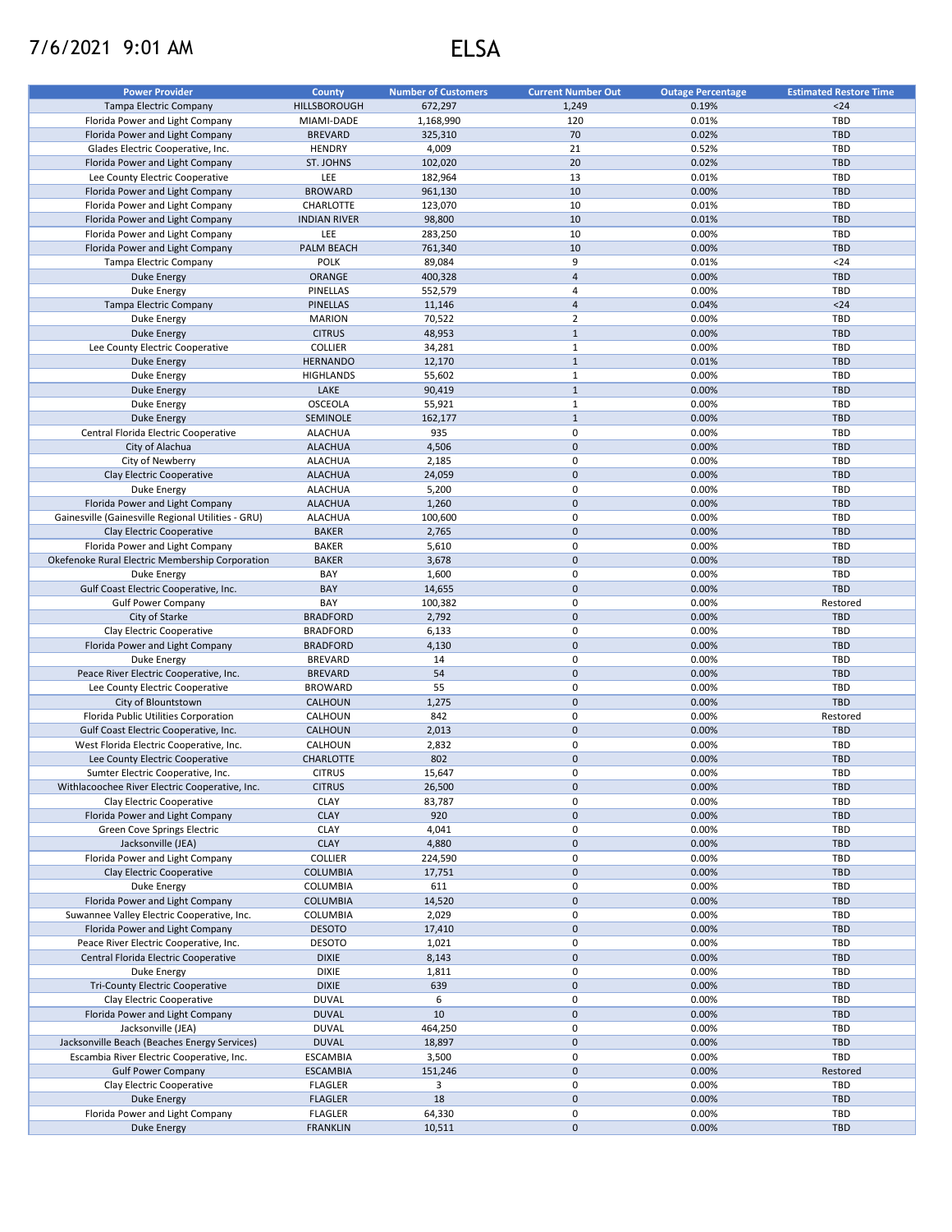7/6/2021 9:01 AM

# ELSA

| Power Provider | County | Number of Customers | Current Number Out | Outage Percentage | Estimated Restore Time |
|---|---|---|---|---|---|
| Tampa Electric Company | HILLSBOROUGH | 672,297 | 1,249 | 0.19% | <24 |
| Florida Power and Light Company | MIAMI-DADE | 1,168,990 | 120 | 0.01% | TBD |
| Florida Power and Light Company | BREVARD | 325,310 | 70 | 0.02% | TBD |
| Glades Electric Cooperative, Inc. | HENDRY | 4,009 | 21 | 0.52% | TBD |
| Florida Power and Light Company | ST. JOHNS | 102,020 | 20 | 0.02% | TBD |
| Lee County Electric Cooperative | LEE | 182,964 | 13 | 0.01% | TBD |
| Florida Power and Light Company | BROWARD | 961,130 | 10 | 0.00% | TBD |
| Florida Power and Light Company | CHARLOTTE | 123,070 | 10 | 0.01% | TBD |
| Florida Power and Light Company | INDIAN RIVER | 98,800 | 10 | 0.01% | TBD |
| Florida Power and Light Company | LEE | 283,250 | 10 | 0.00% | TBD |
| Florida Power and Light Company | PALM BEACH | 761,340 | 10 | 0.00% | TBD |
| Tampa Electric Company | POLK | 89,084 | 9 | 0.01% | <24 |
| Duke Energy | ORANGE | 400,328 | 4 | 0.00% | TBD |
| Duke Energy | PINELLAS | 552,579 | 4 | 0.00% | TBD |
| Tampa Electric Company | PINELLAS | 11,146 | 4 | 0.04% | <24 |
| Duke Energy | MARION | 70,522 | 2 | 0.00% | TBD |
| Duke Energy | CITRUS | 48,953 | 1 | 0.00% | TBD |
| Lee County Electric Cooperative | COLLIER | 34,281 | 1 | 0.00% | TBD |
| Duke Energy | HERNANDO | 12,170 | 1 | 0.01% | TBD |
| Duke Energy | HIGHLANDS | 55,602 | 1 | 0.00% | TBD |
| Duke Energy | LAKE | 90,419 | 1 | 0.00% | TBD |
| Duke Energy | OSCEOLA | 55,921 | 1 | 0.00% | TBD |
| Duke Energy | SEMINOLE | 162,177 | 1 | 0.00% | TBD |
| Central Florida Electric Cooperative | ALACHUA | 935 | 0 | 0.00% | TBD |
| City of Alachua | ALACHUA | 4,506 | 0 | 0.00% | TBD |
| City of Newberry | ALACHUA | 2,185 | 0 | 0.00% | TBD |
| Clay Electric Cooperative | ALACHUA | 24,059 | 0 | 0.00% | TBD |
| Duke Energy | ALACHUA | 5,200 | 0 | 0.00% | TBD |
| Florida Power and Light Company | ALACHUA | 1,260 | 0 | 0.00% | TBD |
| Gainesville (Gainesville Regional Utilities - GRU) | ALACHUA | 100,600 | 0 | 0.00% | TBD |
| Clay Electric Cooperative | BAKER | 2,765 | 0 | 0.00% | TBD |
| Florida Power and Light Company | BAKER | 5,610 | 0 | 0.00% | TBD |
| Okefenoke Rural Electric Membership Corporation | BAKER | 3,678 | 0 | 0.00% | TBD |
| Duke Energy | BAY | 1,600 | 0 | 0.00% | TBD |
| Gulf Coast Electric Cooperative, Inc. | BAY | 14,655 | 0 | 0.00% | TBD |
| Gulf Power Company | BAY | 100,382 | 0 | 0.00% | Restored |
| City of Starke | BRADFORD | 2,792 | 0 | 0.00% | TBD |
| Clay Electric Cooperative | BRADFORD | 6,133 | 0 | 0.00% | TBD |
| Florida Power and Light Company | BRADFORD | 4,130 | 0 | 0.00% | TBD |
| Duke Energy | BREVARD | 14 | 0 | 0.00% | TBD |
| Peace River Electric Cooperative, Inc. | BREVARD | 54 | 0 | 0.00% | TBD |
| Lee County Electric Cooperative | BROWARD | 55 | 0 | 0.00% | TBD |
| City of Blountstown | CALHOUN | 1,275 | 0 | 0.00% | TBD |
| Florida Public Utilities Corporation | CALHOUN | 842 | 0 | 0.00% | Restored |
| Gulf Coast Electric Cooperative, Inc. | CALHOUN | 2,013 | 0 | 0.00% | TBD |
| West Florida Electric Cooperative, Inc. | CALHOUN | 2,832 | 0 | 0.00% | TBD |
| Lee County Electric Cooperative | CHARLOTTE | 802 | 0 | 0.00% | TBD |
| Sumter Electric Cooperative, Inc. | CITRUS | 15,647 | 0 | 0.00% | TBD |
| Withlacoochee River Electric Cooperative, Inc. | CITRUS | 26,500 | 0 | 0.00% | TBD |
| Clay Electric Cooperative | CLAY | 83,787 | 0 | 0.00% | TBD |
| Florida Power and Light Company | CLAY | 920 | 0 | 0.00% | TBD |
| Green Cove Springs Electric | CLAY | 4,041 | 0 | 0.00% | TBD |
| Jacksonville (JEA) | CLAY | 4,880 | 0 | 0.00% | TBD |
| Florida Power and Light Company | COLLIER | 224,590 | 0 | 0.00% | TBD |
| Clay Electric Cooperative | COLUMBIA | 17,751 | 0 | 0.00% | TBD |
| Duke Energy | COLUMBIA | 611 | 0 | 0.00% | TBD |
| Florida Power and Light Company | COLUMBIA | 14,520 | 0 | 0.00% | TBD |
| Suwannee Valley Electric Cooperative, Inc. | COLUMBIA | 2,029 | 0 | 0.00% | TBD |
| Florida Power and Light Company | DESOTO | 17,410 | 0 | 0.00% | TBD |
| Peace River Electric Cooperative, Inc. | DESOTO | 1,021 | 0 | 0.00% | TBD |
| Central Florida Electric Cooperative | DIXIE | 8,143 | 0 | 0.00% | TBD |
| Duke Energy | DIXIE | 1,811 | 0 | 0.00% | TBD |
| Tri-County Electric Cooperative | DIXIE | 639 | 0 | 0.00% | TBD |
| Clay Electric Cooperative | DUVAL | 6 | 0 | 0.00% | TBD |
| Florida Power and Light Company | DUVAL | 10 | 0 | 0.00% | TBD |
| Jacksonville (JEA) | DUVAL | 464,250 | 0 | 0.00% | TBD |
| Jacksonville Beach (Beaches Energy Services) | DUVAL | 18,897 | 0 | 0.00% | TBD |
| Escambia River Electric Cooperative, Inc. | ESCAMBIA | 3,500 | 0 | 0.00% | TBD |
| Gulf Power Company | ESCAMBIA | 151,246 | 0 | 0.00% | Restored |
| Clay Electric Cooperative | FLAGLER | 3 | 0 | 0.00% | TBD |
| Duke Energy | FLAGLER | 18 | 0 | 0.00% | TBD |
| Florida Power and Light Company | FLAGLER | 64,330 | 0 | 0.00% | TBD |
| Duke Energy | FRANKLIN | 10,511 | 0 | 0.00% | TBD |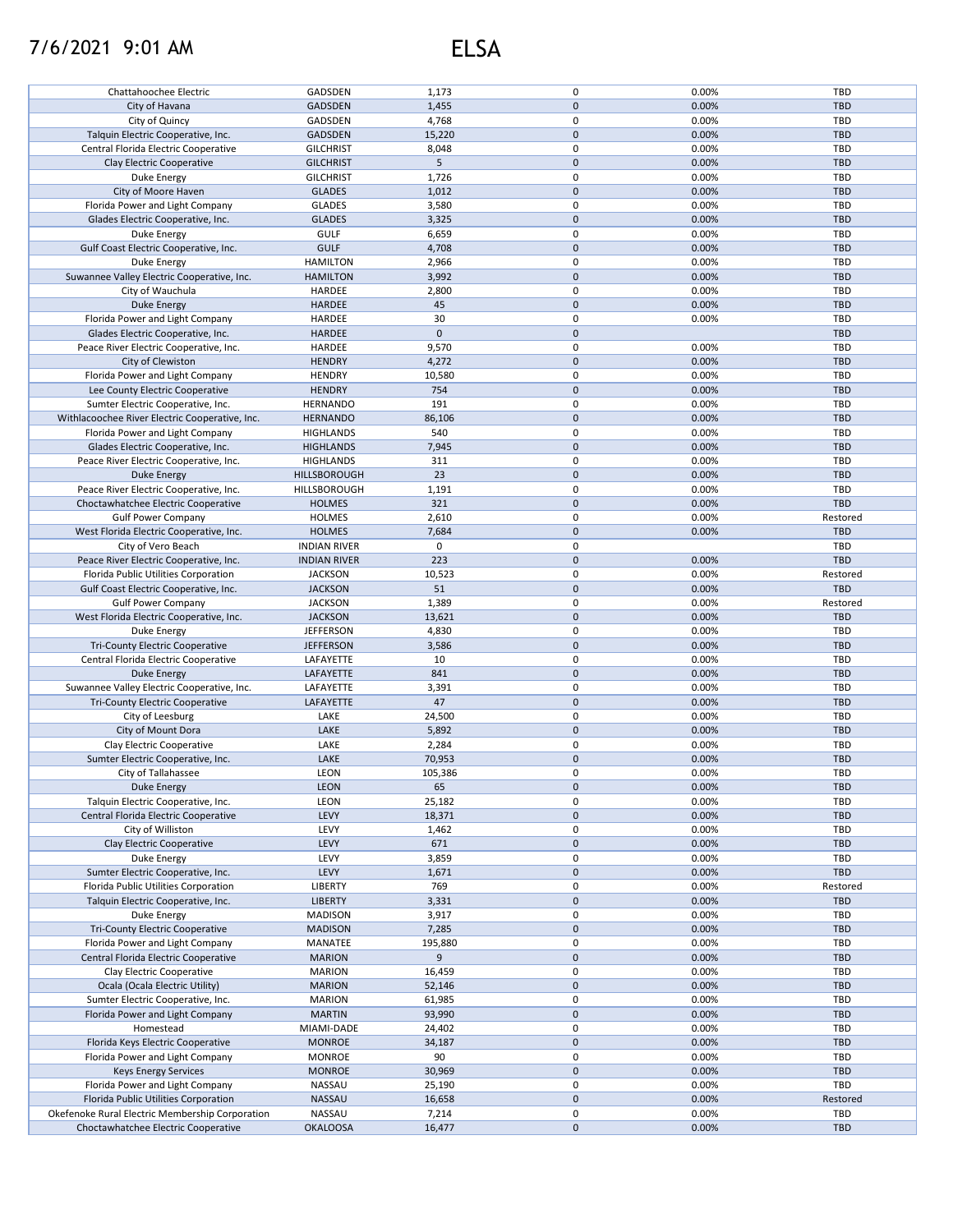7/6/2021 9:01 AM

# ELSA

| | | | | | |
|---|---|---|---|---|---|
| Chattahoochee Electric | GADSDEN | 1,173 | 0 | 0.00% | TBD |
| City of Havana | GADSDEN | 1,455 | 0 | 0.00% | TBD |
| City of Quincy | GADSDEN | 4,768 | 0 | 0.00% | TBD |
| Talquin Electric Cooperative, Inc. | GADSDEN | 15,220 | 0 | 0.00% | TBD |
| Central Florida Electric Cooperative | GILCHRIST | 8,048 | 0 | 0.00% | TBD |
| Clay Electric Cooperative | GILCHRIST | 5 | 0 | 0.00% | TBD |
| Duke Energy | GILCHRIST | 1,726 | 0 | 0.00% | TBD |
| City of Moore Haven | GLADES | 1,012 | 0 | 0.00% | TBD |
| Florida Power and Light Company | GLADES | 3,580 | 0 | 0.00% | TBD |
| Glades Electric Cooperative, Inc. | GLADES | 3,325 | 0 | 0.00% | TBD |
| Duke Energy | GULF | 6,659 | 0 | 0.00% | TBD |
| Gulf Coast Electric Cooperative, Inc. | GULF | 4,708 | 0 | 0.00% | TBD |
| Duke Energy | HAMILTON | 2,966 | 0 | 0.00% | TBD |
| Suwannee Valley Electric Cooperative, Inc. | HAMILTON | 3,992 | 0 | 0.00% | TBD |
| City of Wauchula | HARDEE | 2,800 | 0 | 0.00% | TBD |
| Duke Energy | HARDEE | 45 | 0 | 0.00% | TBD |
| Florida Power and Light Company | HARDEE | 30 | 0 | 0.00% | TBD |
| Glades Electric Cooperative, Inc. | HARDEE | 0 | 0 | | TBD |
| Peace River Electric Cooperative, Inc. | HARDEE | 9,570 | 0 | 0.00% | TBD |
| City of Clewiston | HENDRY | 4,272 | 0 | 0.00% | TBD |
| Florida Power and Light Company | HENDRY | 10,580 | 0 | 0.00% | TBD |
| Lee County Electric Cooperative | HENDRY | 754 | 0 | 0.00% | TBD |
| Sumter Electric Cooperative, Inc. | HERNANDO | 191 | 0 | 0.00% | TBD |
| Withlacoochee River Electric Cooperative, Inc. | HERNANDO | 86,106 | 0 | 0.00% | TBD |
| Florida Power and Light Company | HIGHLANDS | 540 | 0 | 0.00% | TBD |
| Glades Electric Cooperative, Inc. | HIGHLANDS | 7,945 | 0 | 0.00% | TBD |
| Peace River Electric Cooperative, Inc. | HIGHLANDS | 311 | 0 | 0.00% | TBD |
| Duke Energy | HILLSBOROUGH | 23 | 0 | 0.00% | TBD |
| Peace River Electric Cooperative, Inc. | HILLSBOROUGH | 1,191 | 0 | 0.00% | TBD |
| Choctawhatchee Electric Cooperative | HOLMES | 321 | 0 | 0.00% | TBD |
| Gulf Power Company | HOLMES | 2,610 | 0 | 0.00% | Restored |
| West Florida Electric Cooperative, Inc. | HOLMES | 7,684 | 0 | 0.00% | TBD |
| City of Vero Beach | INDIAN RIVER | 0 | 0 | | TBD |
| Peace River Electric Cooperative, Inc. | INDIAN RIVER | 223 | 0 | 0.00% | TBD |
| Florida Public Utilities Corporation | JACKSON | 10,523 | 0 | 0.00% | Restored |
| Gulf Coast Electric Cooperative, Inc. | JACKSON | 51 | 0 | 0.00% | TBD |
| Gulf Power Company | JACKSON | 1,389 | 0 | 0.00% | Restored |
| West Florida Electric Cooperative, Inc. | JACKSON | 13,621 | 0 | 0.00% | TBD |
| Duke Energy | JEFFERSON | 4,830 | 0 | 0.00% | TBD |
| Tri-County Electric Cooperative | JEFFERSON | 3,586 | 0 | 0.00% | TBD |
| Central Florida Electric Cooperative | LAFAYETTE | 10 | 0 | 0.00% | TBD |
| Duke Energy | LAFAYETTE | 841 | 0 | 0.00% | TBD |
| Suwannee Valley Electric Cooperative, Inc. | LAFAYETTE | 3,391 | 0 | 0.00% | TBD |
| Tri-County Electric Cooperative | LAFAYETTE | 47 | 0 | 0.00% | TBD |
| City of Leesburg | LAKE | 24,500 | 0 | 0.00% | TBD |
| City of Mount Dora | LAKE | 5,892 | 0 | 0.00% | TBD |
| Clay Electric Cooperative | LAKE | 2,284 | 0 | 0.00% | TBD |
| Sumter Electric Cooperative, Inc. | LAKE | 70,953 | 0 | 0.00% | TBD |
| City of Tallahassee | LEON | 105,386 | 0 | 0.00% | TBD |
| Duke Energy | LEON | 65 | 0 | 0.00% | TBD |
| Talquin Electric Cooperative, Inc. | LEON | 25,182 | 0 | 0.00% | TBD |
| Central Florida Electric Cooperative | LEVY | 18,371 | 0 | 0.00% | TBD |
| City of Williston | LEVY | 1,462 | 0 | 0.00% | TBD |
| Clay Electric Cooperative | LEVY | 671 | 0 | 0.00% | TBD |
| Duke Energy | LEVY | 3,859 | 0 | 0.00% | TBD |
| Sumter Electric Cooperative, Inc. | LEVY | 1,671 | 0 | 0.00% | TBD |
| Florida Public Utilities Corporation | LIBERTY | 769 | 0 | 0.00% | Restored |
| Talquin Electric Cooperative, Inc. | LIBERTY | 3,331 | 0 | 0.00% | TBD |
| Duke Energy | MADISON | 3,917 | 0 | 0.00% | TBD |
| Tri-County Electric Cooperative | MADISON | 7,285 | 0 | 0.00% | TBD |
| Florida Power and Light Company | MANATEE | 195,880 | 0 | 0.00% | TBD |
| Central Florida Electric Cooperative | MARION | 9 | 0 | 0.00% | TBD |
| Clay Electric Cooperative | MARION | 16,459 | 0 | 0.00% | TBD |
| Ocala (Ocala Electric Utility) | MARION | 52,146 | 0 | 0.00% | TBD |
| Sumter Electric Cooperative, Inc. | MARION | 61,985 | 0 | 0.00% | TBD |
| Florida Power and Light Company | MARTIN | 93,990 | 0 | 0.00% | TBD |
| Homestead | MIAMI-DADE | 24,402 | 0 | 0.00% | TBD |
| Florida Keys Electric Cooperative | MONROE | 34,187 | 0 | 0.00% | TBD |
| Florida Power and Light Company | MONROE | 90 | 0 | 0.00% | TBD |
| Keys Energy Services | MONROE | 30,969 | 0 | 0.00% | TBD |
| Florida Power and Light Company | NASSAU | 25,190 | 0 | 0.00% | TBD |
| Florida Public Utilities Corporation | NASSAU | 16,658 | 0 | 0.00% | Restored |
| Okefenoke Rural Electric Membership Corporation | NASSAU | 7,214 | 0 | 0.00% | TBD |
| Choctawhatchee Electric Cooperative | OKALOOSA | 16,477 | 0 | 0.00% | TBD |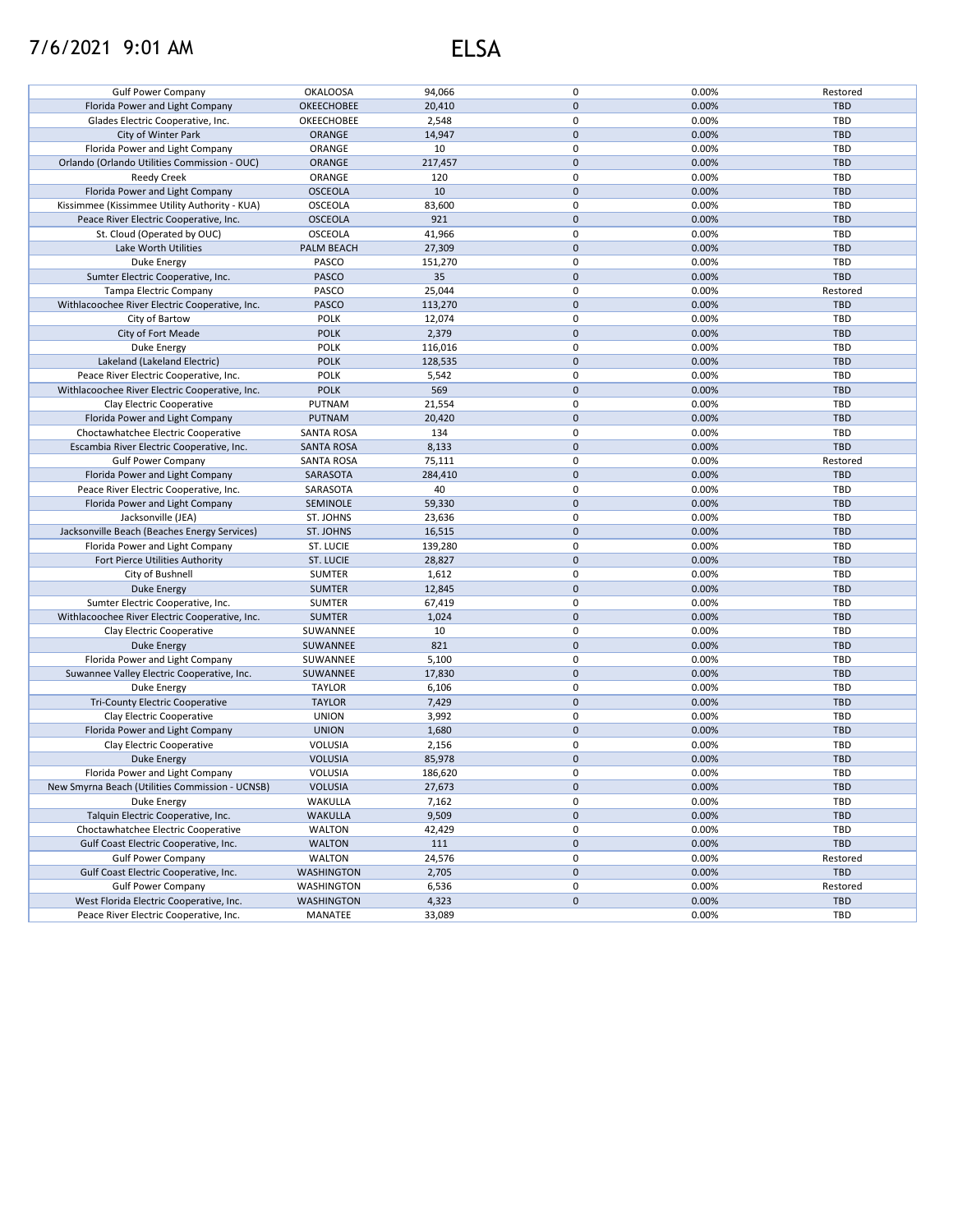7/6/2021 9:01 AM

# ELSA

| | | | | | |
|---|---|---|---|---|---|
| Gulf Power Company | OKALOOSA | 94,066 | 0 | 0.00% | Restored |
| Florida Power and Light Company | OKEECHOBEE | 20,410 | 0 | 0.00% | TBD |
| Glades Electric Cooperative, Inc. | OKEECHOBEE | 2,548 | 0 | 0.00% | TBD |
| City of Winter Park | ORANGE | 14,947 | 0 | 0.00% | TBD |
| Florida Power and Light Company | ORANGE | 10 | 0 | 0.00% | TBD |
| Orlando (Orlando Utilities Commission - OUC) | ORANGE | 217,457 | 0 | 0.00% | TBD |
| Reedy Creek | ORANGE | 120 | 0 | 0.00% | TBD |
| Florida Power and Light Company | OSCEOLA | 10 | 0 | 0.00% | TBD |
| Kissimmee (Kissimmee Utility Authority - KUA) | OSCEOLA | 83,600 | 0 | 0.00% | TBD |
| Peace River Electric Cooperative, Inc. | OSCEOLA | 921 | 0 | 0.00% | TBD |
| St. Cloud (Operated by OUC) | OSCEOLA | 41,966 | 0 | 0.00% | TBD |
| Lake Worth Utilities | PALM BEACH | 27,309 | 0 | 0.00% | TBD |
| Duke Energy | PASCO | 151,270 | 0 | 0.00% | TBD |
| Sumter Electric Cooperative, Inc. | PASCO | 35 | 0 | 0.00% | TBD |
| Tampa Electric Company | PASCO | 25,044 | 0 | 0.00% | Restored |
| Withlacoochee River Electric Cooperative, Inc. | PASCO | 113,270 | 0 | 0.00% | TBD |
| City of Bartow | POLK | 12,074 | 0 | 0.00% | TBD |
| City of Fort Meade | POLK | 2,379 | 0 | 0.00% | TBD |
| Duke Energy | POLK | 116,016 | 0 | 0.00% | TBD |
| Lakeland (Lakeland Electric) | POLK | 128,535 | 0 | 0.00% | TBD |
| Peace River Electric Cooperative, Inc. | POLK | 5,542 | 0 | 0.00% | TBD |
| Withlacoochee River Electric Cooperative, Inc. | POLK | 569 | 0 | 0.00% | TBD |
| Clay Electric Cooperative | PUTNAM | 21,554 | 0 | 0.00% | TBD |
| Florida Power and Light Company | PUTNAM | 20,420 | 0 | 0.00% | TBD |
| Choctawhatchee Electric Cooperative | SANTA ROSA | 134 | 0 | 0.00% | TBD |
| Escambia River Electric Cooperative, Inc. | SANTA ROSA | 8,133 | 0 | 0.00% | TBD |
| Gulf Power Company | SANTA ROSA | 75,111 | 0 | 0.00% | Restored |
| Florida Power and Light Company | SARASOTA | 284,410 | 0 | 0.00% | TBD |
| Peace River Electric Cooperative, Inc. | SARASOTA | 40 | 0 | 0.00% | TBD |
| Florida Power and Light Company | SEMINOLE | 59,330 | 0 | 0.00% | TBD |
| Jacksonville (JEA) | ST. JOHNS | 23,636 | 0 | 0.00% | TBD |
| Jacksonville Beach (Beaches Energy Services) | ST. JOHNS | 16,515 | 0 | 0.00% | TBD |
| Florida Power and Light Company | ST. LUCIE | 139,280 | 0 | 0.00% | TBD |
| Fort Pierce Utilities Authority | ST. LUCIE | 28,827 | 0 | 0.00% | TBD |
| City of Bushnell | SUMTER | 1,612 | 0 | 0.00% | TBD |
| Duke Energy | SUMTER | 12,845 | 0 | 0.00% | TBD |
| Sumter Electric Cooperative, Inc. | SUMTER | 67,419 | 0 | 0.00% | TBD |
| Withlacoochee River Electric Cooperative, Inc. | SUMTER | 1,024 | 0 | 0.00% | TBD |
| Clay Electric Cooperative | SUWANNEE | 10 | 0 | 0.00% | TBD |
| Duke Energy | SUWANNEE | 821 | 0 | 0.00% | TBD |
| Florida Power and Light Company | SUWANNEE | 5,100 | 0 | 0.00% | TBD |
| Suwannee Valley Electric Cooperative, Inc. | SUWANNEE | 17,830 | 0 | 0.00% | TBD |
| Duke Energy | TAYLOR | 6,106 | 0 | 0.00% | TBD |
| Tri-County Electric Cooperative | TAYLOR | 7,429 | 0 | 0.00% | TBD |
| Clay Electric Cooperative | UNION | 3,992 | 0 | 0.00% | TBD |
| Florida Power and Light Company | UNION | 1,680 | 0 | 0.00% | TBD |
| Clay Electric Cooperative | VOLUSIA | 2,156 | 0 | 0.00% | TBD |
| Duke Energy | VOLUSIA | 85,978 | 0 | 0.00% | TBD |
| Florida Power and Light Company | VOLUSIA | 186,620 | 0 | 0.00% | TBD |
| New Smyrna Beach (Utilities Commission - UCNSB) | VOLUSIA | 27,673 | 0 | 0.00% | TBD |
| Duke Energy | WAKULLA | 7,162 | 0 | 0.00% | TBD |
| Talquin Electric Cooperative, Inc. | WAKULLA | 9,509 | 0 | 0.00% | TBD |
| Choctawhatchee Electric Cooperative | WALTON | 42,429 | 0 | 0.00% | TBD |
| Gulf Coast Electric Cooperative, Inc. | WALTON | 111 | 0 | 0.00% | TBD |
| Gulf Power Company | WALTON | 24,576 | 0 | 0.00% | Restored |
| Gulf Coast Electric Cooperative, Inc. | WASHINGTON | 2,705 | 0 | 0.00% | TBD |
| Gulf Power Company | WASHINGTON | 6,536 | 0 | 0.00% | Restored |
| West Florida Electric Cooperative, Inc. | WASHINGTON | 4,323 | 0 | 0.00% | TBD |
| Peace River Electric Cooperative, Inc. | MANATEE | 33,089 | | 0.00% | TBD |